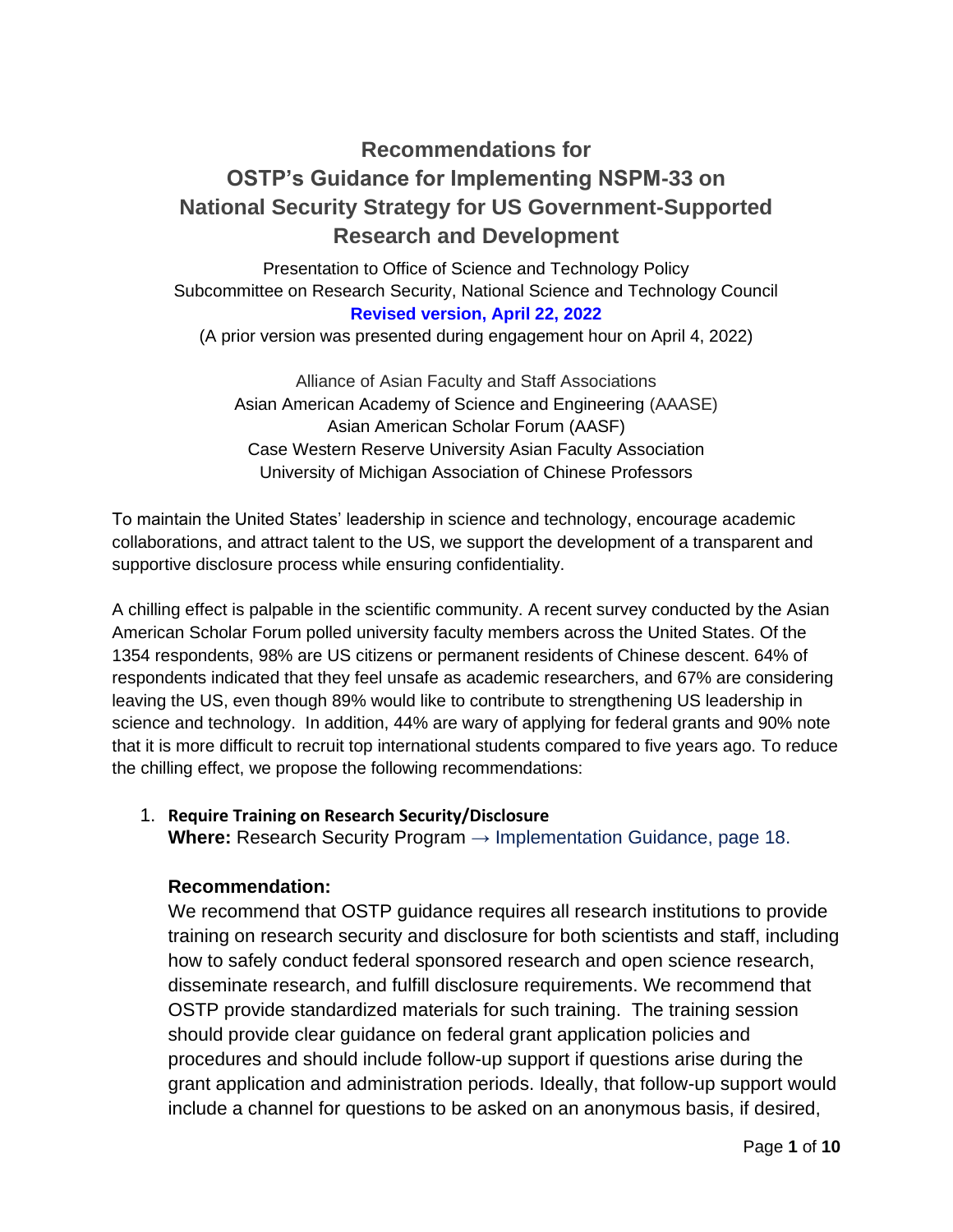# Recommendations for OSTP's Guidance for Implementing NSPM-33 on National Security Strategy for US Government-Supported Research and Development

Presentation to Office of Science and Technology Policy
Subcommittee on Research Security, National Science and Technology Council

**Revised version, April 22, 2022**

(A prior version was presented during engagement hour on April 4, 2022)

Alliance of Asian Faculty and Staff Associations
Asian American Academy of Science and Engineering (AAASE)
Asian American Scholar Forum (AASF)
Case Western Reserve University Asian Faculty Association
University of Michigan Association of Chinese Professors

To maintain the United States' leadership in science and technology, encourage academic collaborations, and attract talent to the US, we support the development of a transparent and supportive disclosure process while ensuring confidentiality.

A chilling effect is palpable in the scientific community. A recent survey conducted by the Asian American Scholar Forum polled university faculty members across the United States. Of the 1354 respondents, 98% are US citizens or permanent residents of Chinese descent. 64% of respondents indicated that they feel unsafe as academic researchers, and 67% are considering leaving the US, even though 89% would like to contribute to strengthening US leadership in science and technology. In addition, 44% are wary of applying for federal grants and 90% note that it is more difficult to recruit top international students compared to five years ago. To reduce the chilling effect, we propose the following recommendations:

1. **Require Training on Research Security/Disclosure**
   **Where:** Research Security Program → Implementation Guidance, page 18.

   **Recommendation:**
   We recommend that OSTP guidance requires all research institutions to provide training on research security and disclosure for both scientists and staff, including how to safely conduct federal sponsored research and open science research, disseminate research, and fulfill disclosure requirements. We recommend that OSTP provide standardized materials for such training. The training session should provide clear guidance on federal grant application policies and procedures and should include follow-up support if questions arise during the grant application and administration periods. Ideally, that follow-up support would include a channel for questions to be asked on an anonymous basis, if desired,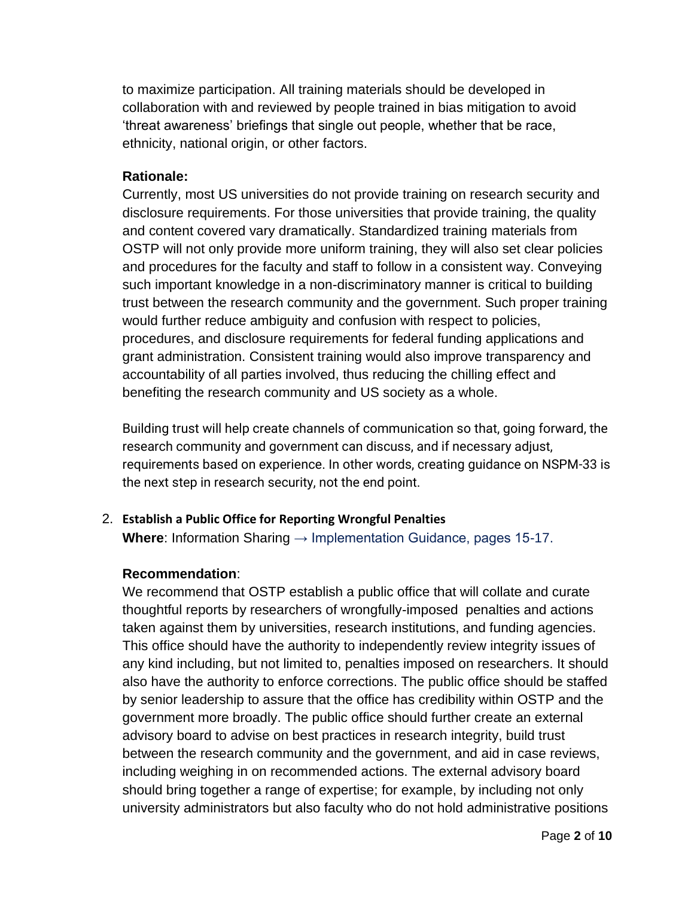to maximize participation. All training materials should be developed in collaboration with and reviewed by people trained in bias mitigation to avoid 'threat awareness' briefings that single out people, whether that be race, ethnicity, national origin, or other factors.

**Rationale:**

Currently, most US universities do not provide training on research security and disclosure requirements. For those universities that provide training, the quality and content covered vary dramatically. Standardized training materials from OSTP will not only provide more uniform training, they will also set clear policies and procedures for the faculty and staff to follow in a consistent way. Conveying such important knowledge in a non-discriminatory manner is critical to building trust between the research community and the government. Such proper training would further reduce ambiguity and confusion with respect to policies, procedures, and disclosure requirements for federal funding applications and grant administration. Consistent training would also improve transparency and accountability of all parties involved, thus reducing the chilling effect and benefiting the research community and US society as a whole.

Building trust will help create channels of communication so that, going forward, the research community and government can discuss, and if necessary adjust, requirements based on experience. In other words, creating guidance on NSPM-33 is the next step in research security, not the end point.

2. **Establish a Public Office for Reporting Wrongful Penalties**

   **Where**: Information Sharing → Implementation Guidance, pages 15-17.

   **Recommendation**:

   We recommend that OSTP establish a public office that will collate and curate thoughtful reports by researchers of wrongfully-imposed penalties and actions taken against them by universities, research institutions, and funding agencies. This office should have the authority to independently review integrity issues of any kind including, but not limited to, penalties imposed on researchers. It should also have the authority to enforce corrections. The public office should be staffed by senior leadership to assure that the office has credibility within OSTP and the government more broadly. The public office should further create an external advisory board to advise on best practices in research integrity, build trust between the research community and the government, and aid in case reviews, including weighing in on recommended actions. The external advisory board should bring together a range of expertise; for example, by including not only university administrators but also faculty who do not hold administrative positions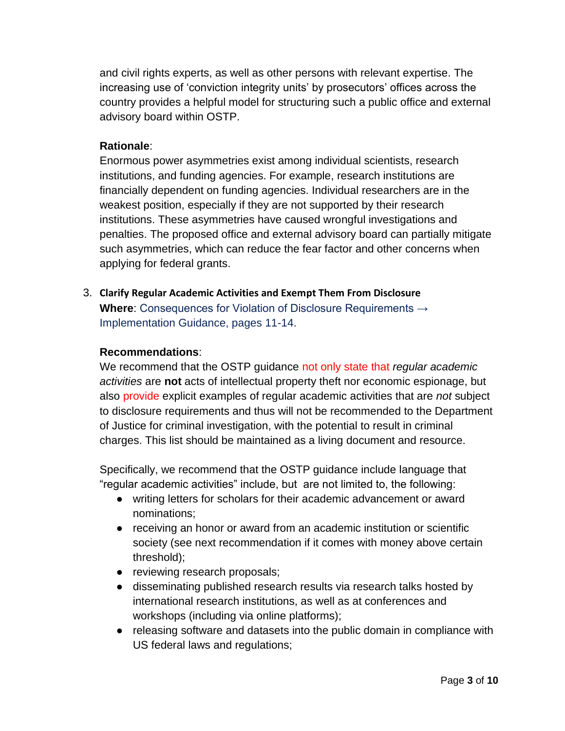and civil rights experts, as well as other persons with relevant expertise. The increasing use of 'conviction integrity units' by prosecutors' offices across the country provides a helpful model for structuring such a public office and external advisory board within OSTP.

**Rationale**:
Enormous power asymmetries exist among individual scientists, research institutions, and funding agencies. For example, research institutions are financially dependent on funding agencies. Individual researchers are in the weakest position, especially if they are not supported by their research institutions. These asymmetries have caused wrongful investigations and penalties. The proposed office and external advisory board can partially mitigate such asymmetries, which can reduce the fear factor and other concerns when applying for federal grants.

3. **Clarify Regular Academic Activities and Exempt Them From Disclosure**
**Where**: Consequences for Violation of Disclosure Requirements → Implementation Guidance, pages 11-14.

**Recommendations**:
We recommend that the OSTP guidance not only state that *regular academic activities* are **not** acts of intellectual property theft nor economic espionage, but also provide explicit examples of regular academic activities that are *not* subject to disclosure requirements and thus will not be recommended to the Department of Justice for criminal investigation, with the potential to result in criminal charges. This list should be maintained as a living document and resource.

Specifically, we recommend that the OSTP guidance include language that "regular academic activities" include, but are not limited to, the following:

- writing letters for scholars for their academic advancement or award nominations;
- receiving an honor or award from an academic institution or scientific society (see next recommendation if it comes with money above certain threshold);
- reviewing research proposals;
- disseminating published research results via research talks hosted by international research institutions, as well as at conferences and workshops (including via online platforms);
- releasing software and datasets into the public domain in compliance with US federal laws and regulations;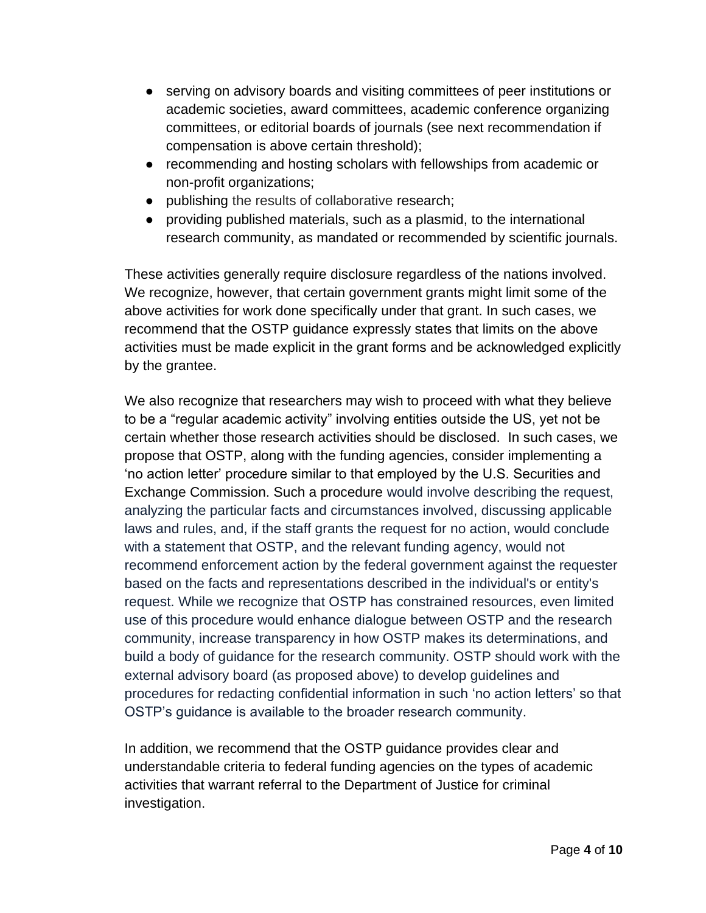- serving on advisory boards and visiting committees of peer institutions or academic societies, award committees, academic conference organizing committees, or editorial boards of journals (see next recommendation if compensation is above certain threshold);
- recommending and hosting scholars with fellowships from academic or non-profit organizations;
- publishing the results of collaborative research;
- providing published materials, such as a plasmid, to the international research community, as mandated or recommended by scientific journals.

These activities generally require disclosure regardless of the nations involved. We recognize, however, that certain government grants might limit some of the above activities for work done specifically under that grant. In such cases, we recommend that the OSTP guidance expressly states that limits on the above activities must be made explicit in the grant forms and be acknowledged explicitly by the grantee.

We also recognize that researchers may wish to proceed with what they believe to be a "regular academic activity" involving entities outside the US, yet not be certain whether those research activities should be disclosed. In such cases, we propose that OSTP, along with the funding agencies, consider implementing a 'no action letter' procedure similar to that employed by the U.S. Securities and Exchange Commission. Such a procedure would involve describing the request, analyzing the particular facts and circumstances involved, discussing applicable laws and rules, and, if the staff grants the request for no action, would conclude with a statement that OSTP, and the relevant funding agency, would not recommend enforcement action by the federal government against the requester based on the facts and representations described in the individual's or entity's request. While we recognize that OSTP has constrained resources, even limited use of this procedure would enhance dialogue between OSTP and the research community, increase transparency in how OSTP makes its determinations, and build a body of guidance for the research community. OSTP should work with the external advisory board (as proposed above) to develop guidelines and procedures for redacting confidential information in such 'no action letters' so that OSTP's guidance is available to the broader research community.

In addition, we recommend that the OSTP guidance provides clear and understandable criteria to federal funding agencies on the types of academic activities that warrant referral to the Department of Justice for criminal investigation.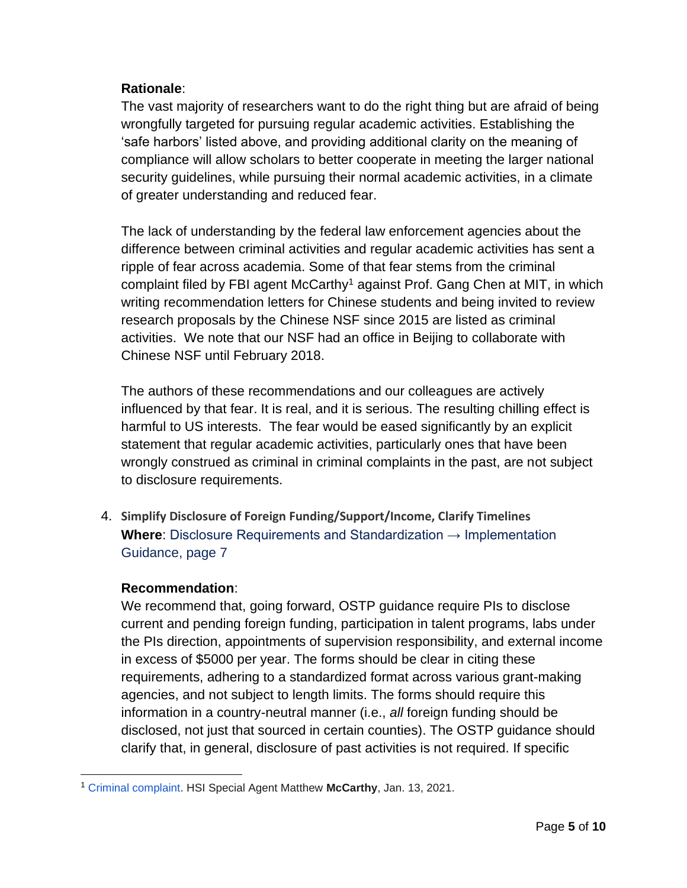**Rationale**:

The vast majority of researchers want to do the right thing but are afraid of being wrongfully targeted for pursuing regular academic activities. Establishing the 'safe harbors' listed above, and providing additional clarity on the meaning of compliance will allow scholars to better cooperate in meeting the larger national security guidelines, while pursuing their normal academic activities, in a climate of greater understanding and reduced fear.

The lack of understanding by the federal law enforcement agencies about the difference between criminal activities and regular academic activities has sent a ripple of fear across academia. Some of that fear stems from the criminal complaint filed by FBI agent McCarthy[1] against Prof. Gang Chen at MIT, in which writing recommendation letters for Chinese students and being invited to review research proposals by the Chinese NSF since 2015 are listed as criminal activities. We note that our NSF had an office in Beijing to collaborate with Chinese NSF until February 2018.

The authors of these recommendations and our colleagues are actively influenced by that fear. It is real, and it is serious. The resulting chilling effect is harmful to US interests. The fear would be eased significantly by an explicit statement that regular academic activities, particularly ones that have been wrongly construed as criminal in criminal complaints in the past, are not subject to disclosure requirements.

4. **Simplify Disclosure of Foreign Funding/Support/Income, Clarify Timelines**

**Where**: Disclosure Requirements and Standardization → Implementation Guidance, page 7

**Recommendation**:

We recommend that, going forward, OSTP guidance require PIs to disclose current and pending foreign funding, participation in talent programs, labs under the PIs direction, appointments of supervision responsibility, and external income in excess of $5000 per year. The forms should be clear in citing these requirements, adhering to a standardized format across various grant-making agencies, and not subject to length limits. The forms should require this information in a country-neutral manner (i.e., *all* foreign funding should be disclosed, not just that sourced in certain counties). The OSTP guidance should clarify that, in general, disclosure of past activities is not required. If specific

---

[1] Criminal complaint. HSI Special Agent Matthew **McCarthy**, Jan. 13, 2021.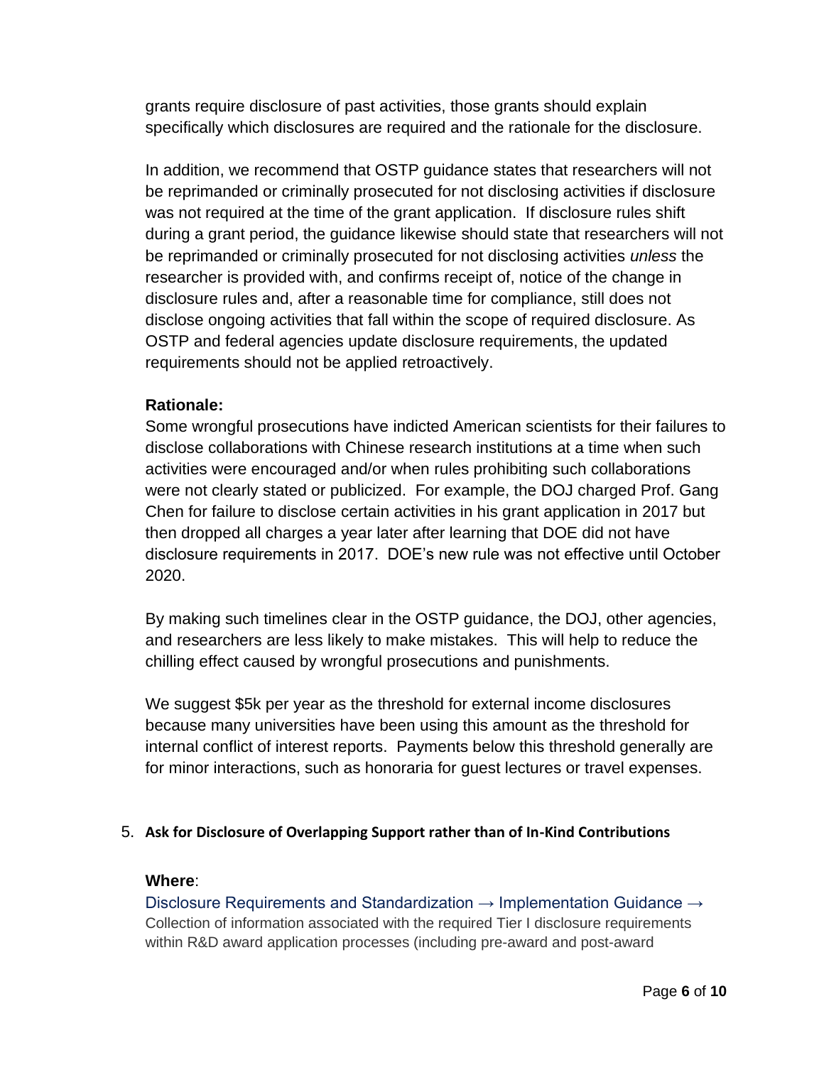grants require disclosure of past activities, those grants should explain specifically which disclosures are required and the rationale for the disclosure.

In addition, we recommend that OSTP guidance states that researchers will not be reprimanded or criminally prosecuted for not disclosing activities if disclosure was not required at the time of the grant application. If disclosure rules shift during a grant period, the guidance likewise should state that researchers will not be reprimanded or criminally prosecuted for not disclosing activities *unless* the researcher is provided with, and confirms receipt of, notice of the change in disclosure rules and, after a reasonable time for compliance, still does not disclose ongoing activities that fall within the scope of required disclosure. As OSTP and federal agencies update disclosure requirements, the updated requirements should not be applied retroactively.

**Rationale:**

Some wrongful prosecutions have indicted American scientists for their failures to disclose collaborations with Chinese research institutions at a time when such activities were encouraged and/or when rules prohibiting such collaborations were not clearly stated or publicized. For example, the DOJ charged Prof. Gang Chen for failure to disclose certain activities in his grant application in 2017 but then dropped all charges a year later after learning that DOE did not have disclosure requirements in 2017. DOE's new rule was not effective until October 2020.

By making such timelines clear in the OSTP guidance, the DOJ, other agencies, and researchers are less likely to make mistakes. This will help to reduce the chilling effect caused by wrongful prosecutions and punishments.

We suggest $5k per year as the threshold for external income disclosures because many universities have been using this amount as the threshold for internal conflict of interest reports. Payments below this threshold generally are for minor interactions, such as honoraria for guest lectures or travel expenses.

5. **Ask for Disclosure of Overlapping Support rather than of In-Kind Contributions**

**Where**:

Disclosure Requirements and Standardization → Implementation Guidance → Collection of information associated with the required Tier I disclosure requirements within R&D award application processes (including pre-award and post-award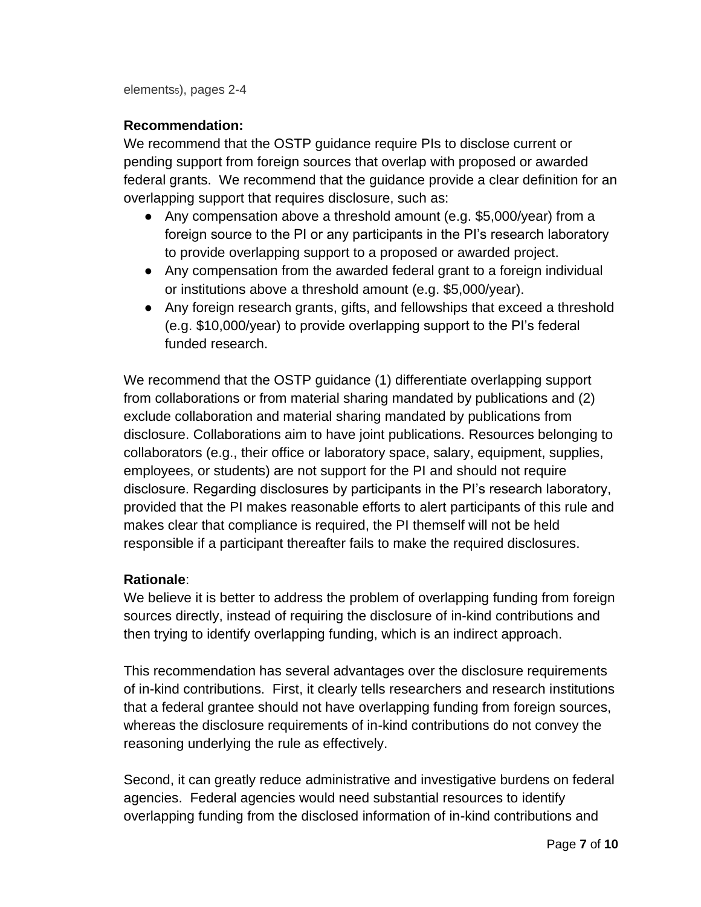elements[5]), pages 2-4

**Recommendation:**

We recommend that the OSTP guidance require PIs to disclose current or pending support from foreign sources that overlap with proposed or awarded federal grants. We recommend that the guidance provide a clear definition for an overlapping support that requires disclosure, such as:

- Any compensation above a threshold amount (e.g. $5,000/year) from a foreign source to the PI or any participants in the PI's research laboratory to provide overlapping support to a proposed or awarded project.
- Any compensation from the awarded federal grant to a foreign individual or institutions above a threshold amount (e.g. $5,000/year).
- Any foreign research grants, gifts, and fellowships that exceed a threshold (e.g. $10,000/year) to provide overlapping support to the PI's federal funded research.

We recommend that the OSTP guidance (1) differentiate overlapping support from collaborations or from material sharing mandated by publications and (2) exclude collaboration and material sharing mandated by publications from disclosure. Collaborations aim to have joint publications. Resources belonging to collaborators (e.g., their office or laboratory space, salary, equipment, supplies, employees, or students) are not support for the PI and should not require disclosure. Regarding disclosures by participants in the PI's research laboratory, provided that the PI makes reasonable efforts to alert participants of this rule and makes clear that compliance is required, the PI themself will not be held responsible if a participant thereafter fails to make the required disclosures.

**Rationale**:

We believe it is better to address the problem of overlapping funding from foreign sources directly, instead of requiring the disclosure of in-kind contributions and then trying to identify overlapping funding, which is an indirect approach.

This recommendation has several advantages over the disclosure requirements of in-kind contributions. First, it clearly tells researchers and research institutions that a federal grantee should not have overlapping funding from foreign sources, whereas the disclosure requirements of in-kind contributions do not convey the reasoning underlying the rule as effectively.

Second, it can greatly reduce administrative and investigative burdens on federal agencies. Federal agencies would need substantial resources to identify overlapping funding from the disclosed information of in-kind contributions and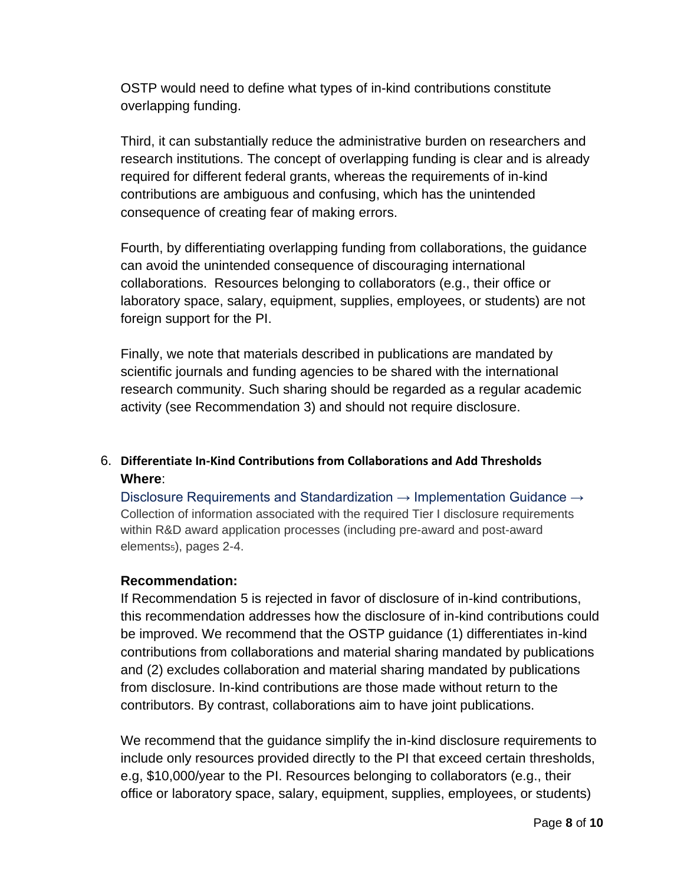OSTP would need to define what types of in-kind contributions constitute overlapping funding.

Third, it can substantially reduce the administrative burden on researchers and research institutions. The concept of overlapping funding is clear and is already required for different federal grants, whereas the requirements of in-kind contributions are ambiguous and confusing, which has the unintended consequence of creating fear of making errors.

Fourth, by differentiating overlapping funding from collaborations, the guidance can avoid the unintended consequence of discouraging international collaborations. Resources belonging to collaborators (e.g., their office or laboratory space, salary, equipment, supplies, employees, or students) are not foreign support for the PI.

Finally, we note that materials described in publications are mandated by scientific journals and funding agencies to be shared with the international research community. Such sharing should be regarded as a regular academic activity (see Recommendation 3) and should not require disclosure.

6. **Differentiate In-Kind Contributions from Collaborations and Add Thresholds**

**Where**:

Disclosure Requirements and Standardization → Implementation Guidance → Collection of information associated with the required Tier I disclosure requirements within R&D award application processes (including pre-award and post-award elements[5]), pages 2-4.

**Recommendation:**

If Recommendation 5 is rejected in favor of disclosure of in-kind contributions, this recommendation addresses how the disclosure of in-kind contributions could be improved. We recommend that the OSTP guidance (1) differentiates in-kind contributions from collaborations and material sharing mandated by publications and (2) excludes collaboration and material sharing mandated by publications from disclosure. In-kind contributions are those made without return to the contributors. By contrast, collaborations aim to have joint publications.

We recommend that the guidance simplify the in-kind disclosure requirements to include only resources provided directly to the PI that exceed certain thresholds, e.g, $10,000/year to the PI. Resources belonging to collaborators (e.g., their office or laboratory space, salary, equipment, supplies, employees, or students)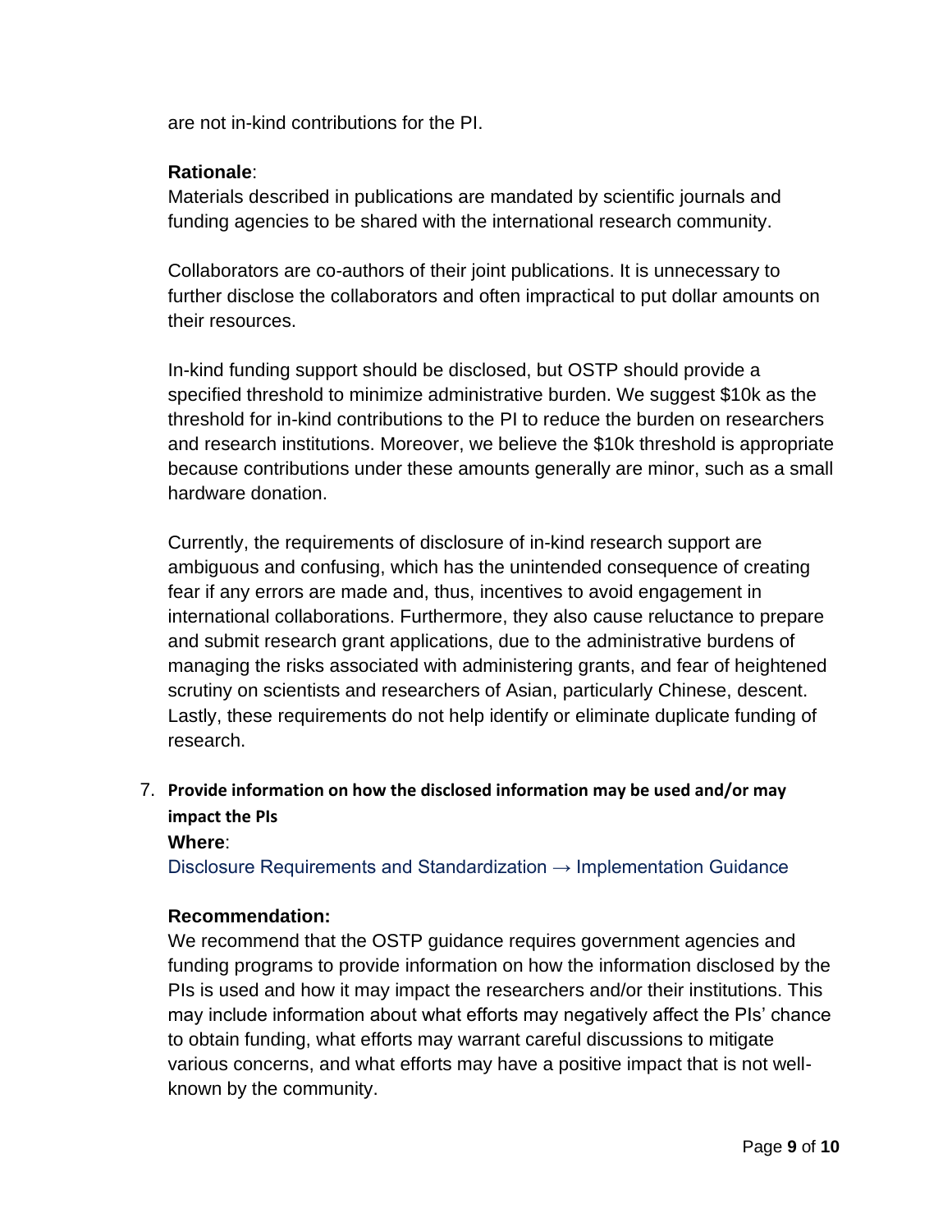are not in-kind contributions for the PI.

**Rationale**:

Materials described in publications are mandated by scientific journals and funding agencies to be shared with the international research community.

Collaborators are co-authors of their joint publications. It is unnecessary to further disclose the collaborators and often impractical to put dollar amounts on their resources.

In-kind funding support should be disclosed, but OSTP should provide a specified threshold to minimize administrative burden. We suggest $10k as the threshold for in-kind contributions to the PI to reduce the burden on researchers and research institutions. Moreover, we believe the $10k threshold is appropriate because contributions under these amounts generally are minor, such as a small hardware donation.

Currently, the requirements of disclosure of in-kind research support are ambiguous and confusing, which has the unintended consequence of creating fear if any errors are made and, thus, incentives to avoid engagement in international collaborations. Furthermore, they also cause reluctance to prepare and submit research grant applications, due to the administrative burdens of managing the risks associated with administering grants, and fear of heightened scrutiny on scientists and researchers of Asian, particularly Chinese, descent. Lastly, these requirements do not help identify or eliminate duplicate funding of research.

7. **Provide information on how the disclosed information may be used and/or may impact the PIs**

   **Where**:

   Disclosure Requirements and Standardization → Implementation Guidance

   **Recommendation:**

   We recommend that the OSTP guidance requires government agencies and funding programs to provide information on how the information disclosed by the PIs is used and how it may impact the researchers and/or their institutions. This may include information about what efforts may negatively affect the PIs' chance to obtain funding, what efforts may warrant careful discussions to mitigate various concerns, and what efforts may have a positive impact that is not well-known by the community.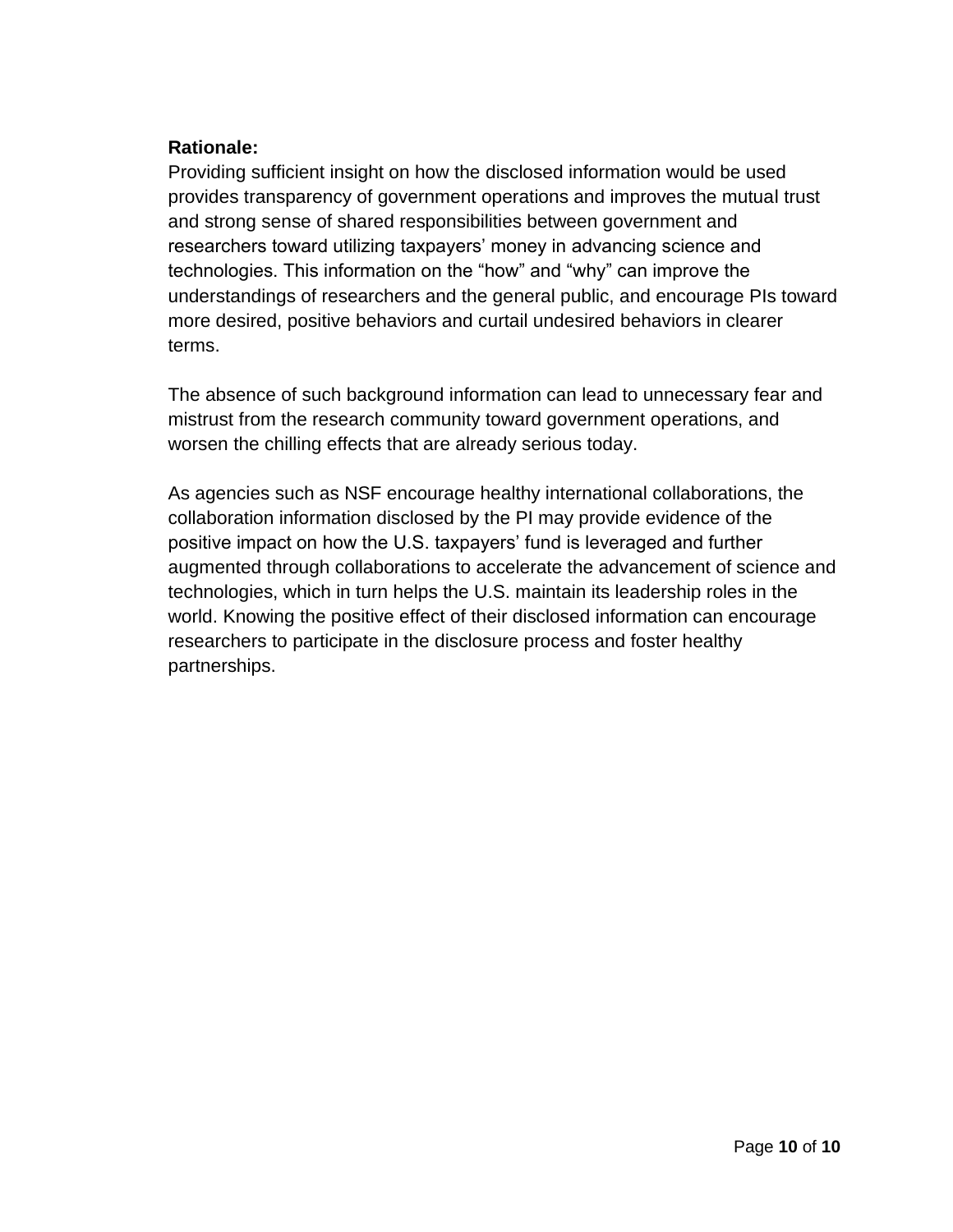**Rationale:**

Providing sufficient insight on how the disclosed information would be used provides transparency of government operations and improves the mutual trust and strong sense of shared responsibilities between government and researchers toward utilizing taxpayers' money in advancing science and technologies. This information on the "how" and "why" can improve the understandings of researchers and the general public, and encourage PIs toward more desired, positive behaviors and curtail undesired behaviors in clearer terms.

The absence of such background information can lead to unnecessary fear and mistrust from the research community toward government operations, and worsen the chilling effects that are already serious today.

As agencies such as NSF encourage healthy international collaborations, the collaboration information disclosed by the PI may provide evidence of the positive impact on how the U.S. taxpayers' fund is leveraged and further augmented through collaborations to accelerate the advancement of science and technologies, which in turn helps the U.S. maintain its leadership roles in the world. Knowing the positive effect of their disclosed information can encourage researchers to participate in the disclosure process and foster healthy partnerships.